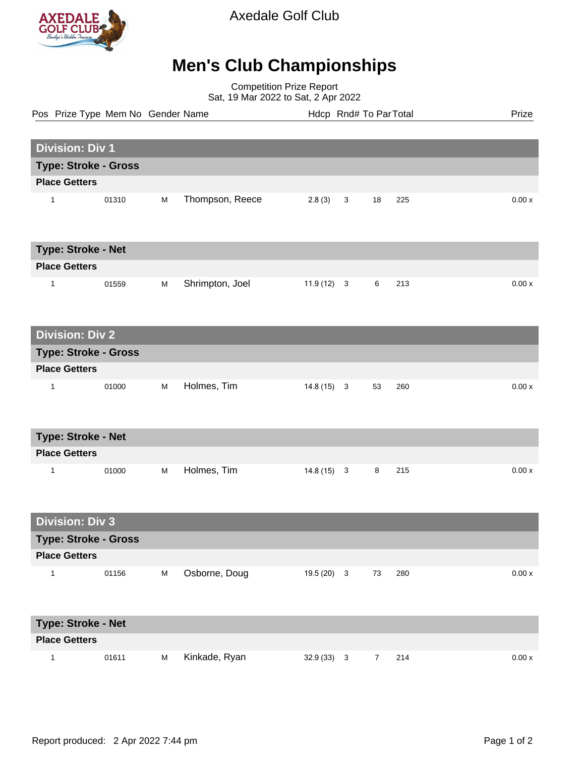Axedale Golf Club

# Men's Club Championships

Competition Prize Report
Sat, 19 Mar 2022 to Sat, 2 Apr 2022

| Pos | Prize Type | Mem No | Gender | Name | Hdcp | Rnd# | To Par | Total | Prize |
|---|---|---|---|---|---|---|---|---|---|
| **Division: Div 1** | | | | | | | | | |
| **Type: Stroke - Gross** | | | | | | | | | |
| **Place Getters** | | | | | | | | | |
| 1 | | 01310 | M | Thompson, Reece | 2.8 (3) | 3 | 18 | 225 | 0.00 x |
| **Type: Stroke - Net** | | | | | | | | | |
| **Place Getters** | | | | | | | | | |
| 1 | | 01559 | M | Shrimpton, Joel | 11.9 (12) | 3 | 6 | 213 | 0.00 x |
| **Division: Div 2** | | | | | | | | | |
| **Type: Stroke - Gross** | | | | | | | | | |
| **Place Getters** | | | | | | | | | |
| 1 | | 01000 | M | Holmes, Tim | 14.8 (15) | 3 | 53 | 260 | 0.00 x |
| **Type: Stroke - Net** | | | | | | | | | |
| **Place Getters** | | | | | | | | | |
| 1 | | 01000 | M | Holmes, Tim | 14.8 (15) | 3 | 8 | 215 | 0.00 x |
| **Division: Div 3** | | | | | | | | | |
| **Type: Stroke - Gross** | | | | | | | | | |
| **Place Getters** | | | | | | | | | |
| 1 | | 01156 | M | Osborne, Doug | 19.5 (20) | 3 | 73 | 280 | 0.00 x |
| **Type: Stroke - Net** | | | | | | | | | |
| **Place Getters** | | | | | | | | | |
| 1 | | 01611 | M | Kinkade, Ryan | 32.9 (33) | 3 | 7 | 214 | 0.00 x |

Report produced: 2 Apr 2022 7:44 pm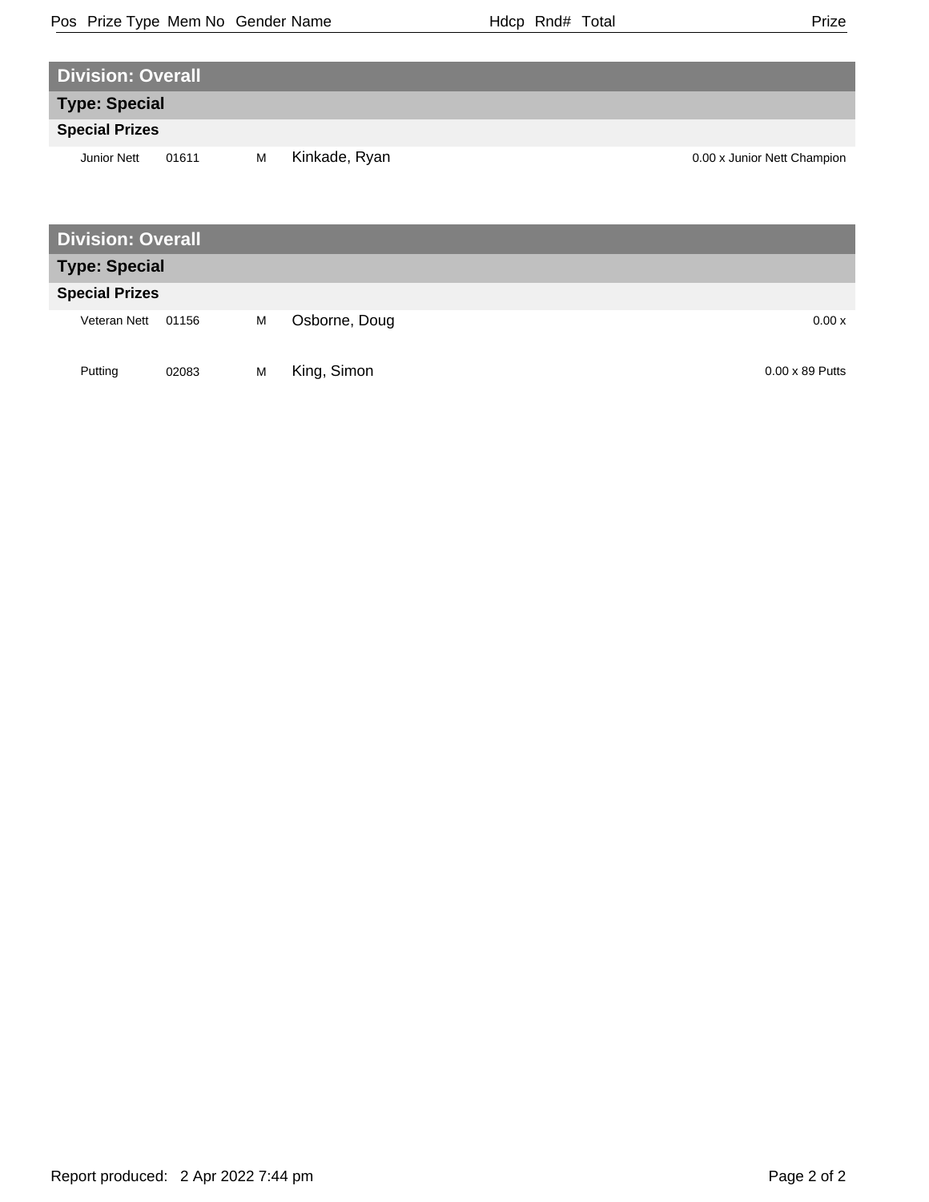| Pos | Prize Type | Mem No | Gender | Name | Hdcp | Rnd# | Total | Prize |
|---|---|---|---|---|---|---|---|---|

## Division: Overall

### Type: Special

**Special Prizes**

| Pos | Prize Type | Mem No | Gender | Name | Hdcp | Rnd# | Total | Prize |
|---|---|---|---|---|---|---|---|---|
| | Junior Nett | 01611 | M | Kinkade, Ryan | | | | 0.00 x Junior Nett Champion |

## Division: Overall

### Type: Special

**Special Prizes**

| Pos | Prize Type | Mem No | Gender | Name | Hdcp | Rnd# | Total | Prize |
|---|---|---|---|---|---|---|---|---|
| | Veteran Nett | 01156 | M | Osborne, Doug | | | | 0.00 x |
| | Putting | 02083 | M | King, Simon | | | | 0.00 x 89 Putts |

Report produced: 2 Apr 2022 7:44 pm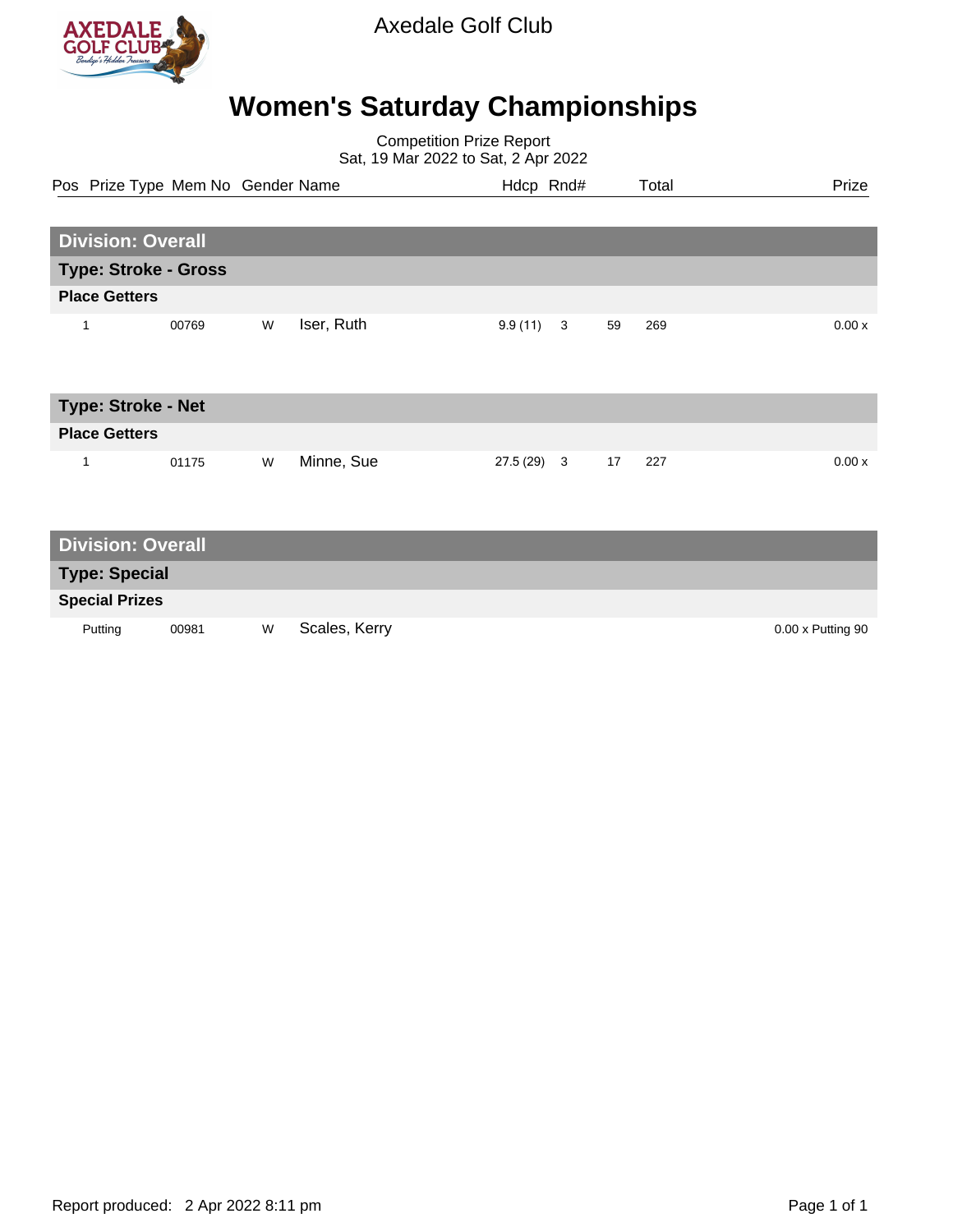Axedale Golf Club

# Women's Saturday Championships

Competition Prize Report
Sat, 19 Mar 2022 to Sat, 2 Apr 2022

## Division: Overall

### Type: Stroke - Gross

**Place Getters**

| Pos | Prize Type | Mem No | Gender | Name | Hdcp | Rnd# | | Total | Prize |
|---|---|---|---|---|---|---|---|---|---|
| 1 | | 00769 | W | Iser, Ruth | 9.9 (11) | 3 | 59 | 269 | 0.00 x |

### Type: Stroke - Net

**Place Getters**

| Pos | Prize Type | Mem No | Gender | Name | Hdcp | Rnd# | | Total | Prize |
|---|---|---|---|---|---|---|---|---|---|
| 1 | | 01175 | W | Minne, Sue | 27.5 (29) | 3 | 17 | 227 | 0.00 x |

## Division: Overall

### Type: Special

**Special Prizes**

| Pos | Prize Type | Mem No | Gender | Name | Hdcp | Rnd# | | Total | Prize |
|---|---|---|---|---|---|---|---|---|---|
| | Putting | 00981 | W | Scales, Kerry | | | | | 0.00 x Putting 90 |

Report produced: 2 Apr 2022 8:11 pm